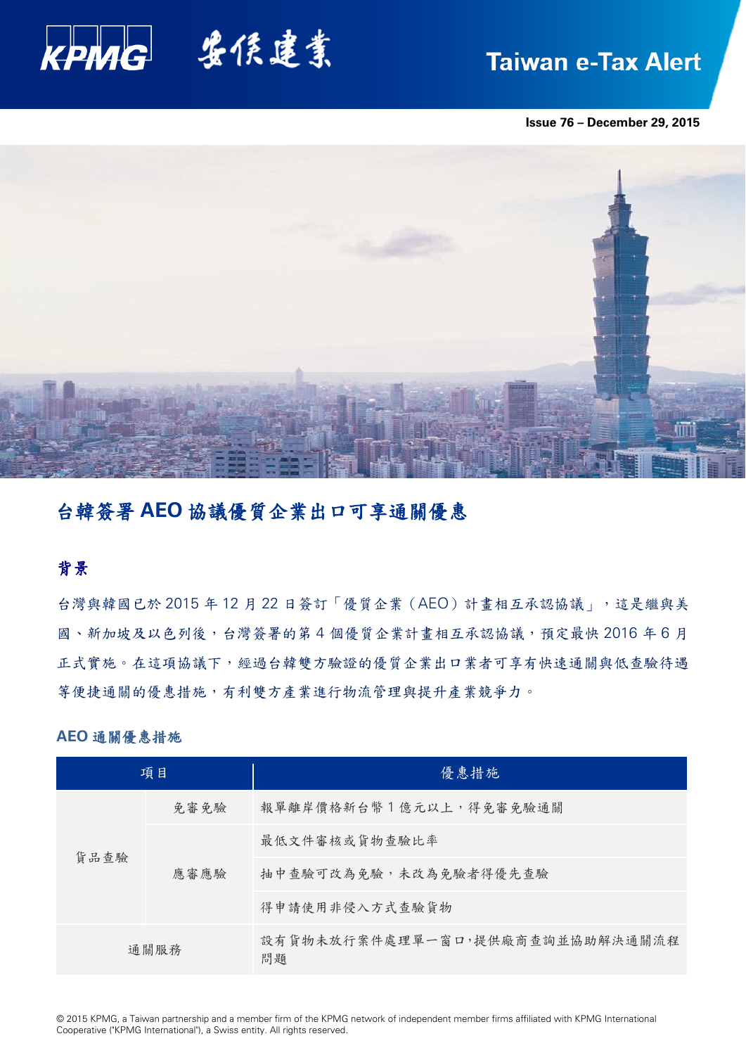Taiwan e-Tax Alert

Issue 76 – December 29, 2015

# 台韓簽署 AEO 協議優質企業出口可享通關優惠

## 背景

台灣與韓國已於 2015 年 12 月 22 日簽訂「優質企業（AEO）計畫相互承認協議」，這是繼與美國、新加坡及以色列後，台灣簽署的第 4 個優質企業計畫相互承認協議，預定最快 2016 年 6 月正式實施。在這項協議下，經過台韓雙方驗證的優質企業出口業者可享有快速通關與低查驗待遇等便捷通關的優惠措施，有利雙方產業進行物流管理與提升產業競爭力。

### AEO 通關優惠措施

| 項目 | | 優惠措施 |
|---|---|---|
| 貨品查驗 | 免審免驗 | 報單離岸價格新台幣 1 億元以上，得免審免驗通關 |
| | 應審應驗 | 最低文件審核或貨物查驗比率 |
| | | 抽中查驗可改為免驗，未改為免驗者得優先查驗 |
| | | 得申請使用非侵入方式查驗貨物 |
| 通關服務 | | 設有貨物未放行案件處理單一窗口，提供廠商查詢並協助解決通關流程問題 |

© 2015 KPMG, a Taiwan partnership and a member firm of the KPMG network of independent member firms affiliated with KPMG International Cooperative ("KPMG International"), a Swiss entity. All rights reserved.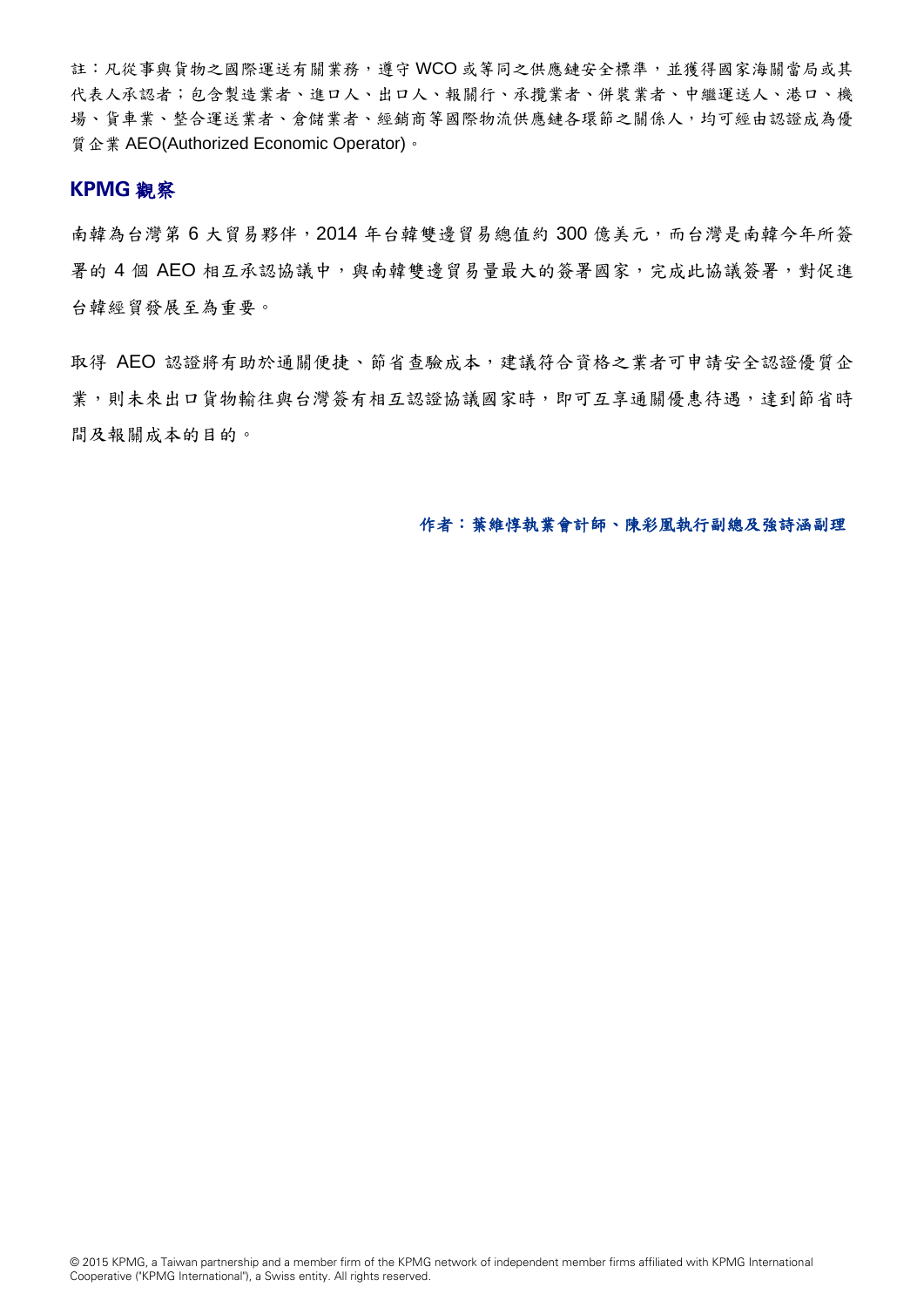註：凡從事與貨物之國際運送有關業務，遵守 WCO 或等同之供應鏈安全標準，並獲得國家海關當局或其代表人承認者；包含製造業者、進口人、出口人、報關行、承攬業者、併裝業者、中繼運送人、港口、機場、貨車業、整合運送業者、倉儲業者、經銷商等國際物流供應鏈各環節之關係人，均可經由認證成為優質企業 AEO(Authorized Economic Operator)。

## KPMG 觀察

南韓為台灣第 6 大貿易夥伴，2014 年台韓雙邊貿易總值約 300 億美元，而台灣是南韓今年所簽署的 4 個 AEO 相互承認協議中，與南韓雙邊貿易量最大的簽署國家，完成此協議簽署，對促進台韓經貿發展至為重要。

取得 AEO 認證將有助於通關便捷、節省查驗成本，建議符合資格之業者可申請安全認證優質企業，則未來出口貨物輸往與台灣簽有相互認證協議國家時，即可互享通關優惠待遇，達到節省時間及報關成本的目的。

**作者：葉維惇執業會計師、陳彩凰執行副總及強詩涵副理**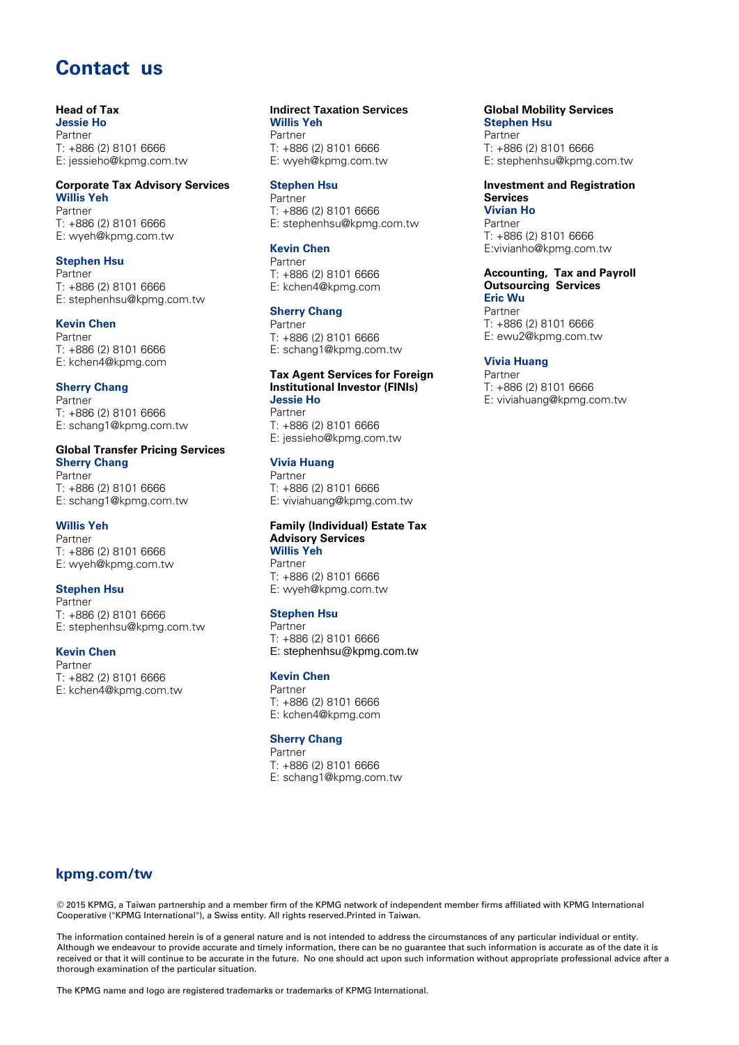# Contact us

**Head of Tax**
**Jessie Ho**
Partner
T: +886 (2) 8101 6666
E: jessieho@kpmg.com.tw

**Corporate Tax Advisory Services**
**Willis Yeh**
Partner
T: +886 (2) 8101 6666
E: wyeh@kpmg.com.tw

**Stephen Hsu**
Partner
T: +886 (2) 8101 6666
E: stephenhsu@kpmg.com.tw

**Kevin Chen**
Partner
T: +886 (2) 8101 6666
E: kchen4@kpmg.com

**Sherry Chang**
Partner
T: +886 (2) 8101 6666
E: schang1@kpmg.com.tw

**Global Transfer Pricing Services**
**Sherry Chang**
Partner
T: +886 (2) 8101 6666
E: schang1@kpmg.com.tw

**Willis Yeh**
Partner
T: +886 (2) 8101 6666
E: wyeh@kpmg.com.tw

**Stephen Hsu**
Partner
T: +886 (2) 8101 6666
E: stephenhsu@kpmg.com.tw

**Kevin Chen**
Partner
T: +882 (2) 8101 6666
E: kchen4@kpmg.com.tw

**Indirect Taxation Services**
**Willis Yeh**
Partner
T: +886 (2) 8101 6666
E: wyeh@kpmg.com.tw

**Stephen Hsu**
Partner
T: +886 (2) 8101 6666
E: stephenhsu@kpmg.com.tw

**Kevin Chen**
Partner
T: +886 (2) 8101 6666
E: kchen4@kpmg.com

**Sherry Chang**
Partner
T: +886 (2) 8101 6666
E: schang1@kpmg.com.tw

**Tax Agent Services for Foreign Institutional Investor (FINIs)**
**Jessie Ho**
Partner
T: +886 (2) 8101 6666
E: jessieho@kpmg.com.tw

**Vivia Huang**
Partner
T: +886 (2) 8101 6666
E: viviahuang@kpmg.com.tw

**Family (Individual) Estate Tax Advisory Services**
**Willis Yeh**
Partner
T: +886 (2) 8101 6666
E: wyeh@kpmg.com.tw

**Stephen Hsu**
Partner
T: +886 (2) 8101 6666
E: stephenhsu@kpmg.com.tw

**Kevin Chen**
Partner
T: +886 (2) 8101 6666
E: kchen4@kpmg.com

**Sherry Chang**
Partner
T: +886 (2) 8101 6666
E: schang1@kpmg.com.tw

**Global Mobility Services**
**Stephen Hsu**
Partner
T: +886 (2) 8101 6666
E: stephenhsu@kpmg.com.tw

**Investment and Registration Services**
**Vivian Ho**
Partner
T: +886 (2) 8101 6666
E:vivianho@kpmg.com.tw

**Accounting, Tax and Payroll Outsourcing Services**
**Eric Wu**
Partner
T: +886 (2) 8101 6666
E: ewu2@kpmg.com.tw

**Vivia Huang**
Partner
T: +886 (2) 8101 6666
E: viviahuang@kpmg.com.tw

**kpmg.com/tw**

© 2015 KPMG, a Taiwan partnership and a member firm of the KPMG network of independent member firms affiliated with KPMG International Cooperative ("KPMG International"), a Swiss entity. All rights reserved.Printed in Taiwan.

The information contained herein is of a general nature and is not intended to address the circumstances of any particular individual or entity. Although we endeavour to provide accurate and timely information, there can be no guarantee that such information is accurate as of the date it is received or that it will continue to be accurate in the future. No one should act upon such information without appropriate professional advice after a thorough examination of the particular situation.

The KPMG name and logo are registered trademarks or trademarks of KPMG International.